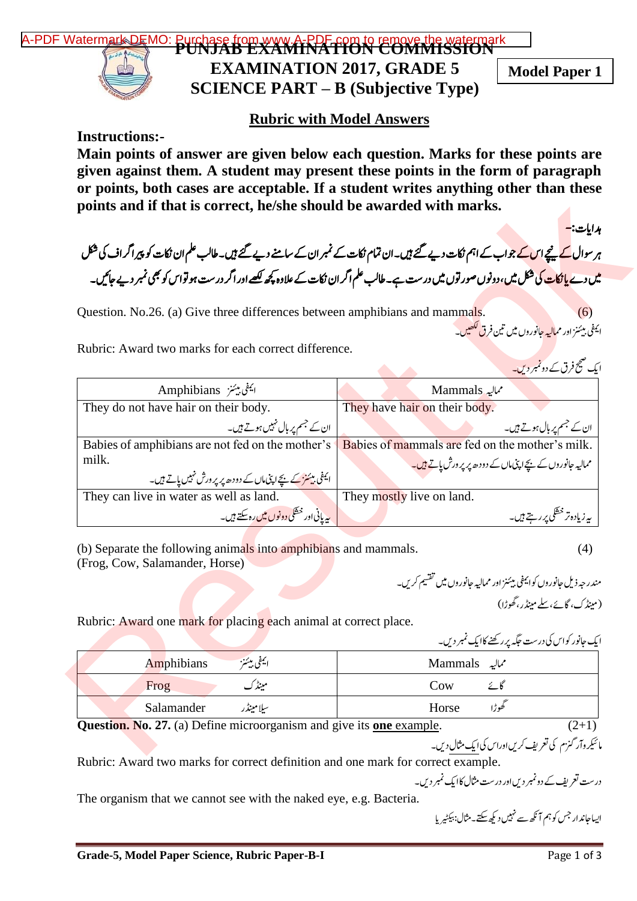# PUNJAB EXAMINATION COMMISSION
## EXAMINATION 2017, GRADE 5
## SCIENCE PART – B (Subjective Type)

**Model Paper 1**

### Rubric with Model Answers

**Instructions:-**

**Main points of answer are given below each question. Marks for these points are given against them. A student may present these points in the form of paragraph or points, both cases are acceptable. If a student writes anything other than these points and if that is correct, he/she should be awarded with marks.**

**ہدایات:-**

**ہر سوال کے نیچے اس کے جواب کے اہم نکات دیے گئے ہیں۔ ان تمام نکات کے نمبر ان کے سامنے دیے گئے ہیں۔ طالب علم ان نکات کو پیراگراف کی شکل میں دے یا نکات کی شکل میں، دونوں صورتوں میں درست ہے۔ طالب علم اگر ان نکات کے علاوہ کچھ لکھے اور اگر درست ہو تو اس کو بھی نمبر دیے جائیں۔**

Question. No.26. (a) Give three differences between amphibians and mammals. (6)

ایمفی بیئنز اور ممالیہ جانوروں میں تین فرق لکھیں۔

Rubric: Award two marks for each correct difference.

ایک صحیح فرق کے دو نمبر دیں۔

| Amphibians ایمفی بیئنز | Mammals ممالیہ |
|---|---|
| They do not have hair on their body. ان کے جسم پر بال نہیں ہوتے ہیں۔ | They have hair on their body. ان کے جسم پر بال ہوتے ہیں۔ |
| Babies of amphibians are not fed on the mother's milk. ایمفی بیئنز کے بچے اپنی ماں کے دودھ پر پرورش نہیں پاتے ہیں۔ | Babies of mammals are fed on the mother's milk. ممالیہ جانوروں کے بچے اپنی ماں کے دودھ پر پرورش پاتے ہیں۔ |
| They can live in water as well as land. یہ پانی اور خشکی دونوں میں رہ سکتے ہیں۔ | They mostly live on land. یہ زیادہ تر خشکی پر رہتے ہیں۔ |

(b) Separate the following animals into amphibians and mammals. (4)
(Frog, Cow, Salamander, Horse)

مندرجہ ذیل جانوروں کو ایمفی بیئنز اور ممالیہ جانوروں میں تقسیم کریں۔

(مینڈک، گائے، سلے مینڈر، گھوڑا)

Rubric: Award one mark for placing each animal at correct place.

ایک جانور کو اس کی درست جگہ پر رکھنے کا ایک نمبر دیں۔

| Amphibians ایمفی بیئنز | Mammals ممالیہ |
|---|---|
| Frog مینڈک | Cow گائے |
| Salamander سیلا مینڈر | Horse گھوڑا |

**Question. No. 27.** (a) Define microorganism and give its **one example**. (2+1)

مائیکرو آرگنزم کی تعریف کریں اور اس کی ایک مثال دیں۔

Rubric: Award two marks for correct definition and one mark for correct example.

درست تعریف کے دو نمبر دیں اور درست مثال کا ایک نمبر دیں۔

The organism that we cannot see with the naked eye, e.g. Bacteria.

ایسا جاندار جس کو ہم آنکھ سے نہیں دیکھ سکتے۔ مثال: بیکٹیریا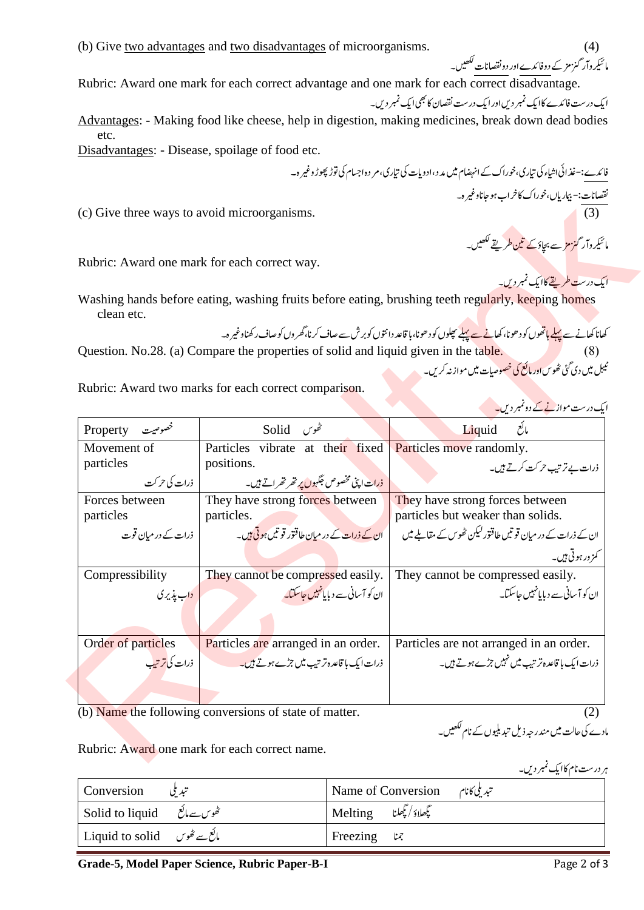(b) Give two advantages and two disadvantages of microorganisms. (4)

مائیکروآرگنزمز کے دو فائدے اور دو نقصانات لکھیں۔

Rubric: Award one mark for each correct advantage and one mark for each correct disadvantage.

ایک درست فائدے کا ایک نمبر دیں اور ایک درست نقصان کا بھی ایک نمبر دیں۔

Advantages: - Making food like cheese, help in digestion, making medicines, break down dead bodies etc.

Disadvantages: - Disease, spoilage of food etc.

فائدے:- غذائی اشیاء کی تیاری، خوراک کے انہضام میں مدد، ادویات کی تیاری، مردہ اجسام کی توڑ پھوڑ وغیرہ۔

نقصانات:- بیماریاں، خوراک کا خراب ہو جانا وغیرہ۔

(c) Give three ways to avoid microorganisms. (3)

مائیکروآرگنزمز سے بچاؤ کے تین طریقے لکھیں۔

Rubric: Award one mark for each correct way.

ایک درست طریقے کا ایک نمبر دیں۔

Washing hands before eating, washing fruits before eating, brushing teeth regularly, keeping homes clean etc.

کھانا کھانے سے پہلے ہاتھوں کو دھونا، کھانے سے پہلے پھلوں کو دھونا، باقاعدہ دانتوں کو برش سے صاف کرنا، گھروں کو صاف رکھنا وغیرہ۔

Question. No.28. (a) Compare the properties of solid and liquid given in the table. (8)

ٹیبل میں دی گئی ٹھوس اور مائع کی خصوصیات میں موازنہ کریں۔

Rubric: Award two marks for each correct comparison.

ایک درست موازنے کے دو نمبر دیں۔

| Property خصوصیت | Solid ٹھوس | Liquid مائع |
|---|---|---|
| Movement of particles ذرات کی حرکت | Particles vibrate at their fixed positions. ذرات اپنی مخصوص جگہوں پر تھرتھراتے ہیں۔ | Particles move randomly. ذرات بے ترتیب حرکت کرتے ہیں۔ |
| Forces between particles ذرات کے درمیان قوت | They have strong forces between particles. ان کے ذرات کے درمیان طاقتور قوتیں ہوتی ہیں۔ | They have strong forces between particles but weaker than solids. ان کے ذرات کے درمیان قوتیں طاقتور لیکن ٹھوس کے مقابلے میں کمزور ہوتی ہیں۔ |
| Compressibility داب پذیری | They cannot be compressed easily. ان کو آسانی سے دبایا نہیں جاسکتا۔ | They cannot be compressed easily. ان کو آسانی سے دبایا نہیں جاسکتا۔ |
| Order of particles ذرات کی ترتیب | Particles are arranged in an order. ذرات ایک باقاعدہ ترتیب میں جڑے ہوتے ہیں۔ | Particles are not arranged in an order. ذرات ایک باقاعدہ ترتیب میں نہیں جڑے ہوتے ہیں۔ |

(b) Name the following conversions of state of matter. (2)

مادے کی حالت میں مندرجہ ذیل تبدیلیوں کے نام لکھیں۔

Rubric: Award one mark for each correct name.

ہر درست نام کا ایک نمبر دیں۔

| Conversion تبدیلی | Name of Conversion تبدیلی کا نام |
|---|---|
| Solid to liquid ٹھوس سے مائع | Melting پگھلاؤ/پگھلنا |
| Liquid to solid مائع سے ٹھوس | Freezing جمنا |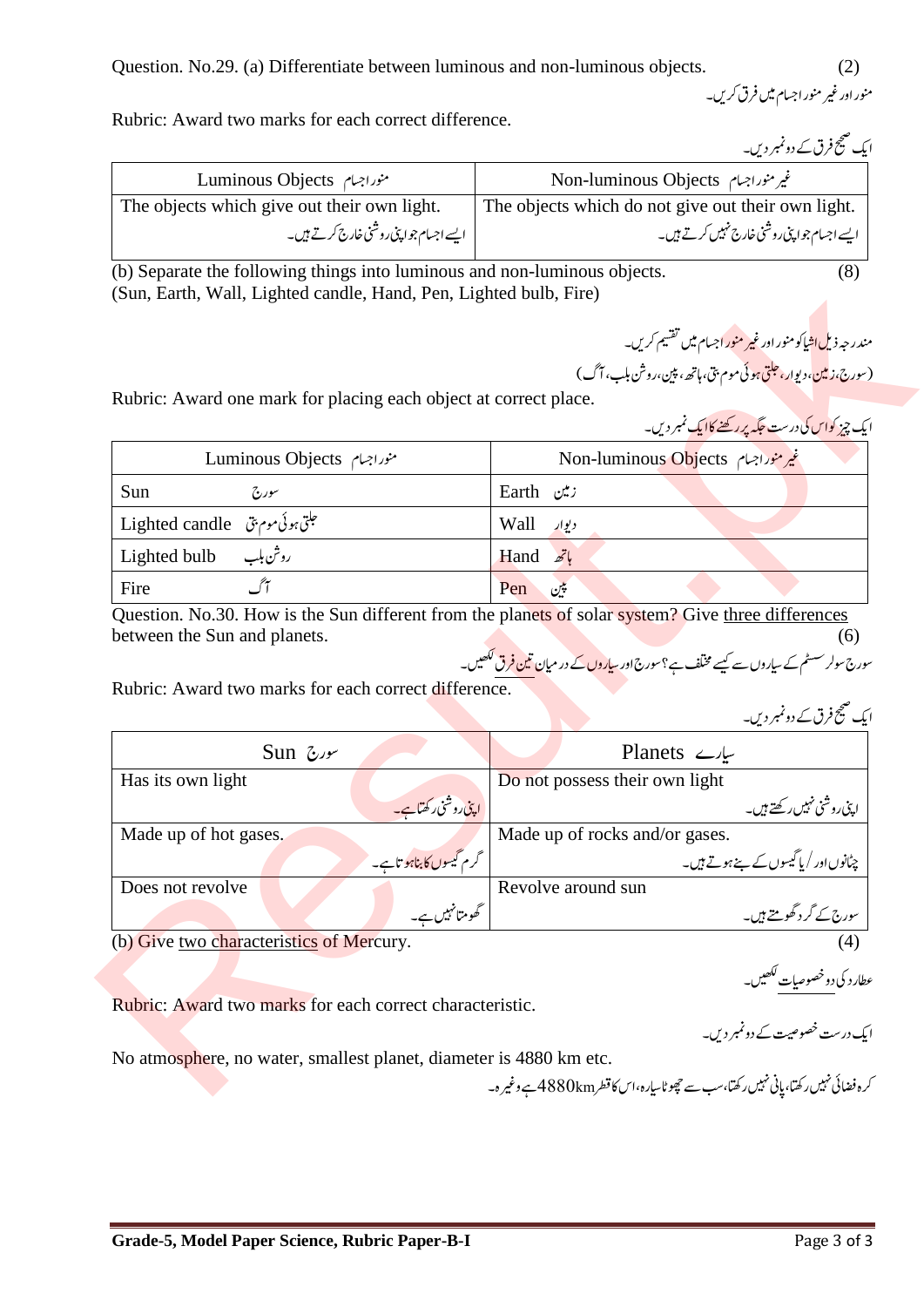Question. No.29. (a) Differentiate between luminous and non-luminous objects. (2)

منور اور غیر منور اجسام میں فرق کریں۔

Rubric: Award two marks for each correct difference.

ایک صحیح فرق کے دو نمبر دیں۔

| Luminous Objects منوراجسام | Non-luminous Objects غیر منوراجسام |
|---|---|
| The objects which give out their own light. ایسے اجسام جو اپنی روشنی خارج کرتے ہیں۔ | The objects which do not give out their own light. ایسے اجسام جو اپنی روشنی خارج نہیں کرتے ہیں۔ |

(b) Separate the following things into luminous and non-luminous objects. (8)
(Sun, Earth, Wall, Lighted candle, Hand, Pen, Lighted bulb, Fire)

مندرجہ ذیل اشیا کو منور اور غیر منور اجسام میں تقسیم کریں۔

(سورج، زمین، دیوار، جلتی ہوئی موم بتی، ہاتھ، پین، روشن بلب، آگ)

Rubric: Award one mark for placing each object at correct place.

ایک چیز کو اس کی درست جگہ پر رکھنے کا ایک نمبر دیں۔

| Luminous Objects منوراجسام | Non-luminous Objects غیر منوراجسام |
|---|---|
| Sun سورج | Earth زمین |
| Lighted candle جلتی ہوئی موم بتی | Wall دیوار |
| Lighted bulb روشن بلب | Hand ہاتھ |
| Fire آگ | Pen پین |

Question. No.30. How is the Sun different from the planets of solar system? Give three differences between the Sun and planets. (6)

سورج سولر سسٹم کے سیاروں سے کیسے مختلف ہے؟ سورج اور سیاروں کے درمیان تین فرق لکھیں۔

Rubric: Award two marks for each correct difference.

ایک صحیح فرق کے دو نمبر دیں۔

| Sun سورج | Planets سیارے |
|---|---|
| Has its own light اپنی روشنی رکھتا ہے۔ | Do not possess their own light اپنی روشنی نہیں رکھتے ہیں۔ |
| Made up of hot gases. گرم گیسوں کا بنا ہوتا ہے۔ | Made up of rocks and/or gases. چٹانوں اور / یا گیسوں کے بنے ہوتے ہیں۔ |
| Does not revolve گھومتا نہیں ہے۔ | Revolve around sun سورج کے گرد گھومتے ہیں۔ |

(b) Give two characteristics of Mercury. (4)

عطارد کی دو خصوصیات لکھیں۔

Rubric: Award two marks for each correct characteristic.

ایک درست خصوصیت کے دو نمبر دیں۔

No atmosphere, no water, smallest planet, diameter is 4880 km etc.

کرہ فضائی نہیں رکھتا، پانی نہیں رکھتا، سب سے چھوٹا سیارہ، اس کا قطر 4880km ہے وغیرہ۔